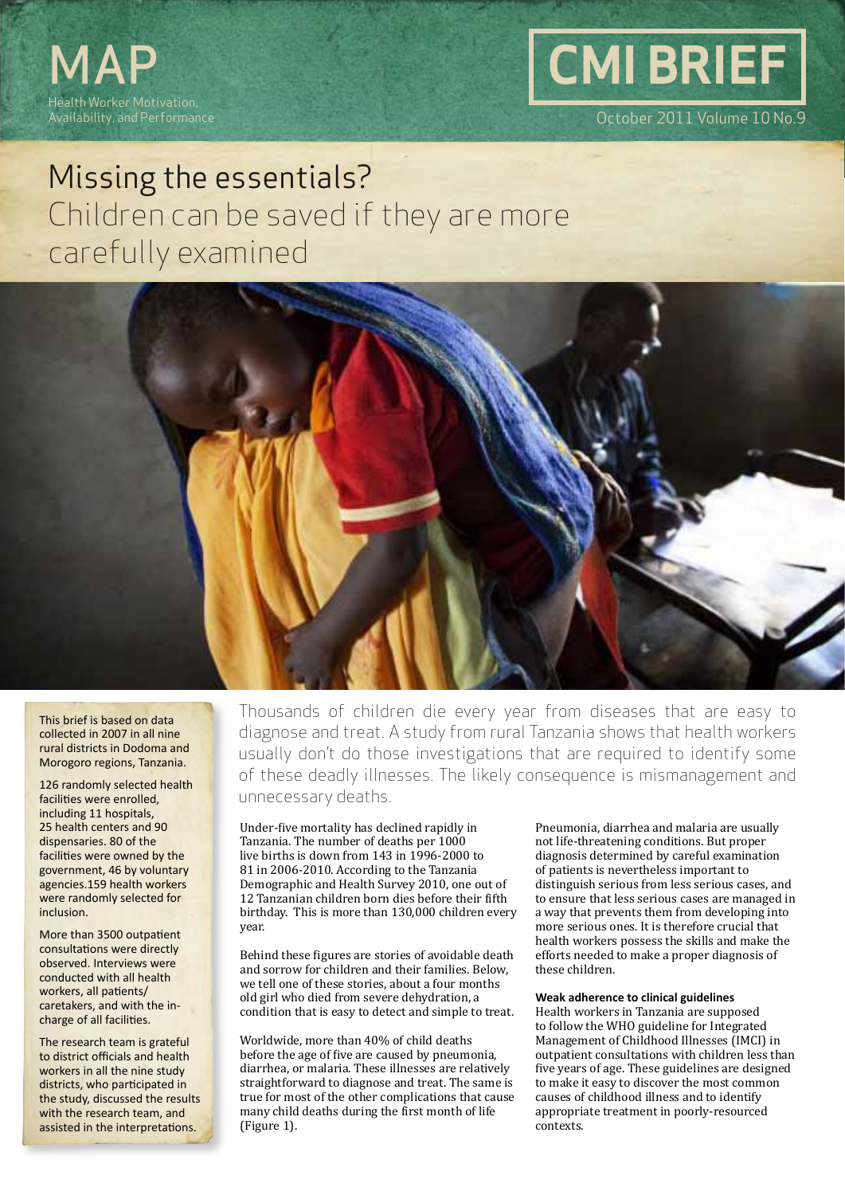MAP
Health Worker Motivation, Availability, and Performance

CMI BRIEF

October 2011 Volume 10 No.9

# Missing the essentials?

## Children can be saved if they are more carefully examined

This brief is based on data collected in 2007 in all nine rural districts in Dodoma and Morogoro regions, Tanzania.

126 randomly selected health facilities were enrolled, including 11 hospitals, 25 health centers and 90 dispensaries. 80 of the facilities were owned by the government, 46 by voluntary agencies.159 health workers were randomly selected for inclusion.

More than 3500 outpatient consultations were directly observed. Interviews were conducted with all health workers, all patients/caretakers, and with the in-charge of all facilities.

The research team is grateful to district officials and health workers in all the nine study districts, who participated in the study, discussed the results with the research team, and assisted in the interpretations.

Thousands of children die every year from diseases that are easy to diagnose and treat. A study from rural Tanzania shows that health workers usually don't do those investigations that are required to identify some of these deadly illnesses. The likely consequence is mismanagement and unnecessary deaths.

Under-five mortality has declined rapidly in Tanzania. The number of deaths per 1000 live births is down from 143 in 1996-2000 to 81 in 2006-2010. According to the Tanzania Demographic and Health Survey 2010, one out of 12 Tanzanian children born dies before their fifth birthday. This is more than 130,000 children every year.

Behind these figures are stories of avoidable death and sorrow for children and their families. Below, we tell one of these stories, about a four months old girl who died from severe dehydration, a condition that is easy to detect and simple to treat.

Worldwide, more than 40% of child deaths before the age of five are caused by pneumonia, diarrhea, or malaria. These illnesses are relatively straightforward to diagnose and treat. The same is true for most of the other complications that cause many child deaths during the first month of life (Figure 1).

Pneumonia, diarrhea and malaria are usually not life-threatening conditions. But proper diagnosis determined by careful examination of patients is nevertheless important to distinguish serious from less serious cases, and to ensure that less serious cases are managed in a way that prevents them from developing into more serious ones. It is therefore crucial that health workers possess the skills and make the efforts needed to make a proper diagnosis of these children.

**Weak adherence to clinical guidelines**

Health workers in Tanzania are supposed to follow the WHO guideline for Integrated Management of Childhood Illnesses (IMCI) in outpatient consultations with children less than five years of age. These guidelines are designed to make it easy to discover the most common causes of childhood illness and to identify appropriate treatment in poorly-resourced contexts.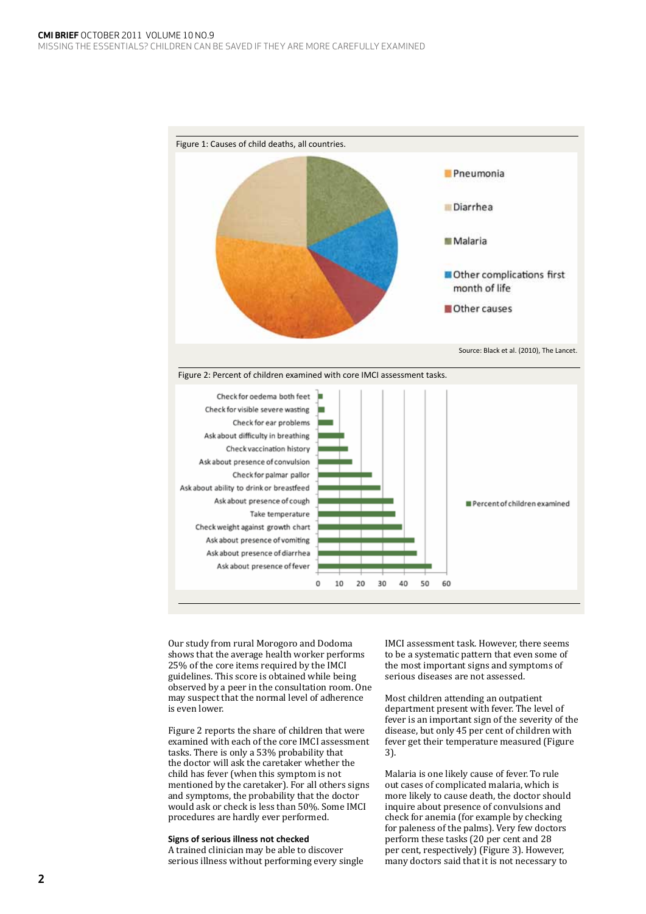Figure 1: Causes of child deaths, all countries.

Source: Black et al. (2010), The Lancet.

Figure 2: Percent of children examined with core IMCI assessment tasks.

Our study from rural Morogoro and Dodoma shows that the average health worker performs 25% of the core items required by the IMCI guidelines. This score is obtained while being observed by a peer in the consultation room. One may suspect that the normal level of adherence is even lower.

Figure 2 reports the share of children that were examined with each of the core IMCI assessment tasks. There is only a 53% probability that the doctor will ask the caretaker whether the child has fever (when this symptom is not mentioned by the caretaker). For all others signs and symptoms, the probability that the doctor would ask or check is less than 50%. Some IMCI procedures are hardly ever performed.

**Signs of serious illness not checked**

A trained clinician may be able to discover serious illness without performing every single IMCI assessment task. However, there seems to be a systematic pattern that even some of the most important signs and symptoms of serious diseases are not assessed.

Most children attending an outpatient department present with fever. The level of fever is an important sign of the severity of the disease, but only 45 per cent of children with fever get their temperature measured (Figure 3).

Malaria is one likely cause of fever. To rule out cases of complicated malaria, which is more likely to cause death, the doctor should inquire about presence of convulsions and check for anemia (for example by checking for paleness of the palms). Very few doctors perform these tasks (20 per cent and 28 per cent, respectively) (Figure 3). However, many doctors said that it is not necessary to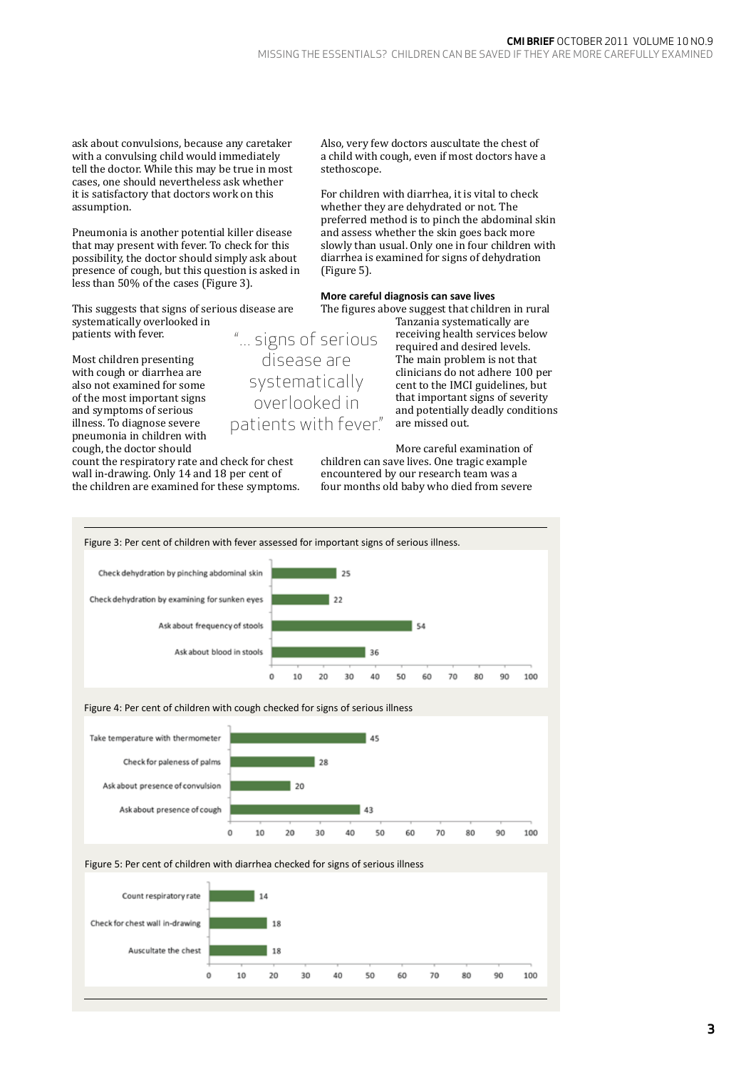ask about convulsions, because any caretaker with a convulsing child would immediately tell the doctor. While this may be true in most cases, one should nevertheless ask whether it is satisfactory that doctors work on this assumption.

Pneumonia is another potential killer disease that may present with fever. To check for this possibility, the doctor should simply ask about presence of cough, but this question is asked in less than 50% of the cases (Figure 3).

This suggests that signs of serious disease are systematically overlooked in patients with fever.

> "... signs of serious disease are systematically overlooked in patients with fever."

Most children presenting with cough or diarrhea are also not examined for some of the most important signs and symptoms of serious illness. To diagnose severe pneumonia in children with cough, the doctor should count the respiratory rate and check for chest wall in-drawing. Only 14 and 18 per cent of the children are examined for these symptoms. Also, very few doctors auscultate the chest of a child with cough, even if most doctors have a stethoscope.

For children with diarrhea, it is vital to check whether they are dehydrated or not. The preferred method is to pinch the abdominal skin and assess whether the skin goes back more slowly than usual. Only one in four children with diarrhea is examined for signs of dehydration (Figure 5).

**More careful diagnosis can save lives**

The figures above suggest that children in rural Tanzania systematically are receiving health services below required and desired levels. The main problem is not that clinicians do not adhere 100 per cent to the IMCI guidelines, but that important signs of severity and potentially deadly conditions are missed out.

More careful examination of children can save lives. One tragic example encountered by our research team was a four months old baby who died from severe

Figure 3: Per cent of children with fever assessed for important signs of serious illness.

| Item | Per cent |
|---|---|
| Check dehydration by pinching abdominal skin | 25 |
| Check dehydration by examining for sunken eyes | 22 |
| Ask about frequency of stools | 54 |
| Ask about blood in stools | 36 |

Figure 4: Per cent of children with cough checked for signs of serious illness

| Item | Per cent |
|---|---|
| Take temperature with thermometer | 45 |
| Check for paleness of palms | 28 |
| Ask about presence of convulsion | 20 |
| Ask about presence of cough | 43 |

Figure 5: Per cent of children with diarrhea checked for signs of serious illness

| Item | Per cent |
|---|---|
| Count respiratory rate | 14 |
| Check for chest wall in-drawing | 18 |
| Auscultate the chest | 18 |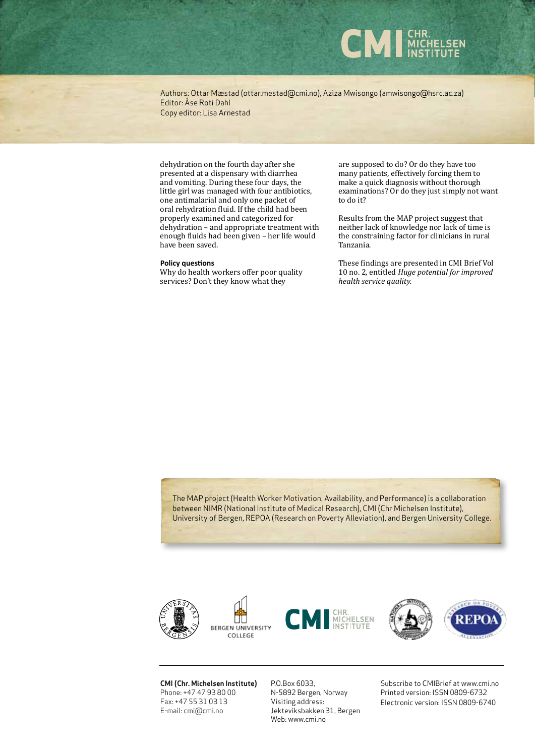Authors: Ottar Mæstad (ottar.mestad@cmi.no), Aziza Mwisongo (amwisongo@hsrc.ac.za)
Editor: Åse Roti Dahl
Copy editor: Lisa Arnestad

dehydration on the fourth day after she presented at a dispensary with diarrhea and vomiting. During these four days, the little girl was managed with four antibiotics, one antimalarial and only one packet of oral rehydration fluid. If the child had been properly examined and categorized for dehydration – and appropriate treatment with enough fluids had been given – her life would have been saved.

**Policy questions**

Why do health workers offer poor quality services? Don't they know what they are supposed to do? Or do they have too many patients, effectively forcing them to make a quick diagnosis without thorough examinations? Or do they just simply not want to do it?

Results from the MAP project suggest that neither lack of knowledge nor lack of time is the constraining factor for clinicians in rural Tanzania.

These findings are presented in CMI Brief Vol 10 no. 2, entitled *Huge potential for improved health service quality.*

The MAP project (Health Worker Motivation, Availability, and Performance) is a collaboration between NIMR (National Institute of Medical Research), CMI (Chr Michelsen Institute), University of Bergen, REPOA (Research on Poverty Alleviation), and Bergen University College.

**CMI (Chr. Michelsen Institute)**
Phone: +47 47 93 80 00
Fax: +47 55 31 03 13
E-mail: cmi@cmi.no

P.O.Box 6033,
N-5892 Bergen, Norway
Visiting address:
Jekteviksbakken 31, Bergen
Web: www.cmi.no

Subscribe to CMIBrief at www.cmi.no
Printed version: ISSN 0809-6732
Electronic version: ISSN 0809-6740